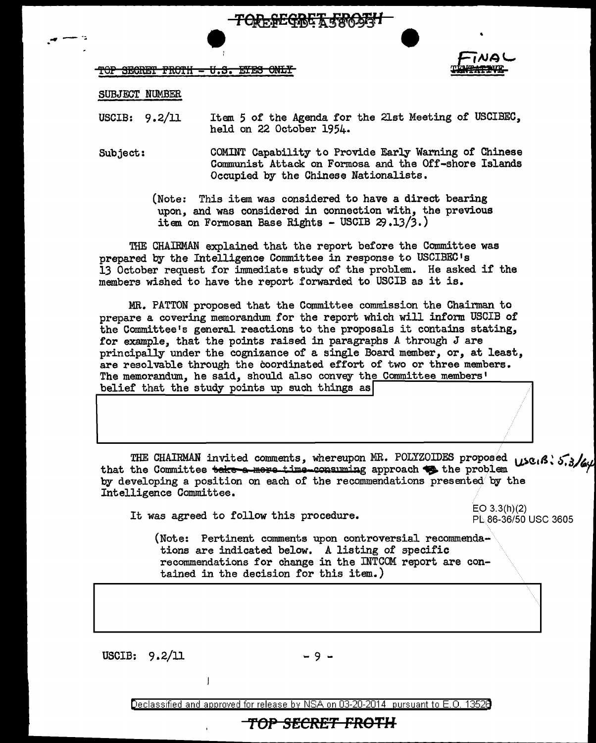TOP SECRET FROTH - U.S. EYES ONLY

FINAL

SUBJECT NUMBER

USCIB: 9.2/11 Item 5 of the Agenda for the 21st Meeting of USCIBEC, held on 22 October 1954.

Subject: COMINT Capability to Provide Early Warning of Chinese Communist Attack on Formosa and the Off-shore Islands Occupied by the Chinese Nationalists.

(Note: This item was considered to have a direct bearing upon, and was considered in connection with, the previous item on Formosan Base Rights - USCIB 29.13/3.)

THE CHAIRMAN explained that the report before the Committee was prepared by the Intelligence Committee in response to USCIBEC's 13 October request for immediate study of the problem. He asked if the members wished to have the report forwarded to USCIB as it is.

MR. PATTON proposed that the Committee commission the Chairman to prepare a covering memorandum for the report which will inform USCIB of the Committee's general reactions to the proposals it contains stating, for example, that the points raised in paragraphs A through J are principally under the cognizance of a single Board member, or, at least, are resolvable through the coordinated effort of two or three members. The memorandum, he said, should also convey the Committee members' belief that the study points up such things as

THE CHAIRMAN invited comments, whereupon MR. POLYZOIDES proposed that the Committee ~~take a more time-consuming~~ approach to the problem by developing a position on each of the recommendations presented by the Intelligence Committee.

USCIB: 5.3/64

It was agreed to follow this procedure.

EO 3.3(h)(2)
PL 86-36/50 USC 3605

(Note: Pertinent comments upon controversial recommendations are indicated below. A listing of specific recommendations for change in the INTCOM report are contained in the decision for this item.)

USCIB: 9.2/11

Declassified and approved for release by NSA on 03-20-2014 pursuant to E.O. 13526

TOP SECRET FROTH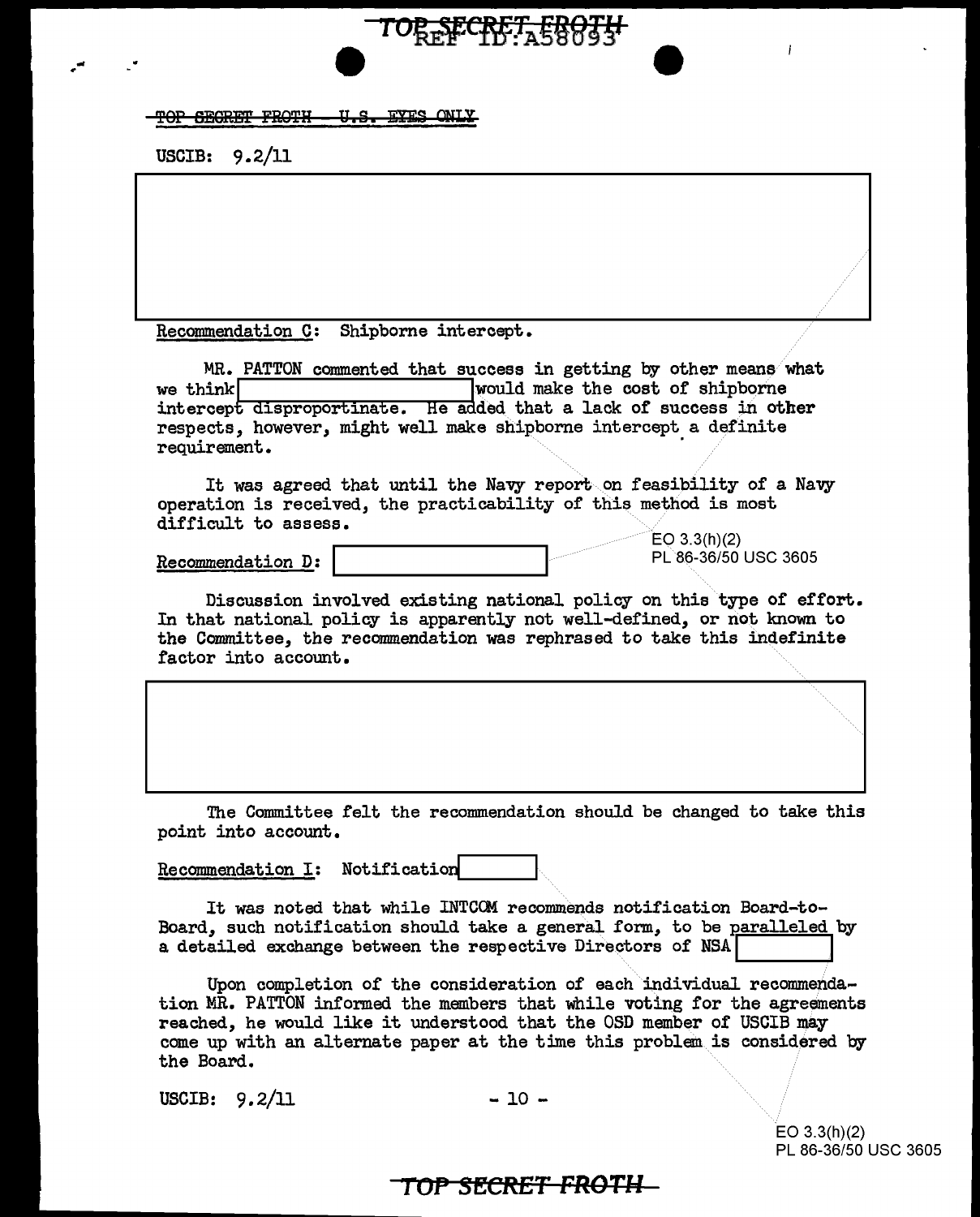~~TOP SECRET FROTH - U.S. EYES ONLY~~

USCIB: 9.2/11

Recommendation C: Shipborne intercept.

MR. PATTON commented that success in getting by other means what we think would make the cost of shipborne intercept disproportinate. He added that a lack of success in other respects, however, might well make shipborne intercept a definite requirement.

It was agreed that until the Navy report on feasibility of a Navy operation is received, the practicability of this method is most difficult to assess.

Recommendation D:

EO 3.3(h)(2)
PL 86-36/50 USC 3605

Discussion involved existing national policy on this type of effort. In that national policy is apparently not well-defined, or not known to the Committee, the recommendation was rephrased to take this indefinite factor into account.

The Committee felt the recommendation should be changed to take this point into account.

Recommendation I: Notification

It was noted that while INTCOM recommends notification Board-to-Board, such notification should take a general form, to be paralleled by a detailed exchange between the respective Directors of NSA

Upon completion of the consideration of each individual recommendation MR. PATTON informed the members that while voting for the agreements reached, he would like it understood that the OSD member of USCIB may come up with an alternate paper at the time this problem is considered by the Board.

USCIB: 9.2/11

EO 3.3(h)(2)
PL 86-36/50 USC 3605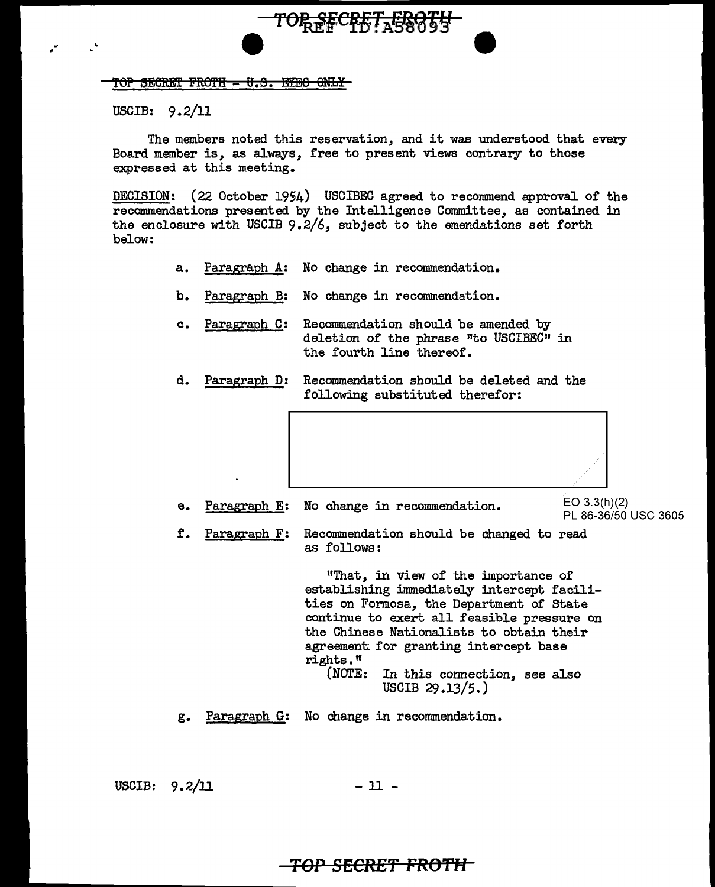TOP SECRET FROTH - U.S. EYES ONLY

USCIB: 9.2/11

The members noted this reservation, and it was understood that every Board member is, as always, free to present views contrary to those expressed at this meeting.

DECISION: (22 October 1954) USCIBEC agreed to recommend approval of the recommendations presented by the Intelligence Committee, as contained in the enclosure with USCIB 9.2/6, subject to the emendations set forth below:

a. Paragraph A: No change in recommendation.

b. Paragraph B: No change in recommendation.

c. Paragraph C: Recommendation should be amended by deletion of the phrase "to USCIBEC" in the fourth line thereof.

d. Paragraph D: Recommendation should be deleted and the following substituted therefor:

[redacted]

e. Paragraph E: No change in recommendation.

EO 3.3(h)(2)
PL 86-36/50 USC 3605

f. Paragraph F: Recommendation should be changed to read as follows:

"That, in view of the importance of establishing immediately intercept facilities on Formosa, the Department of State continue to exert all feasible pressure on the Chinese Nationalists to obtain their agreement for granting intercept base rights."
(NOTE: In this connection, see also USCIB 29.13/5.)

g. Paragraph G: No change in recommendation.

USCIB: 9.2/11

TOP SECRET FROTH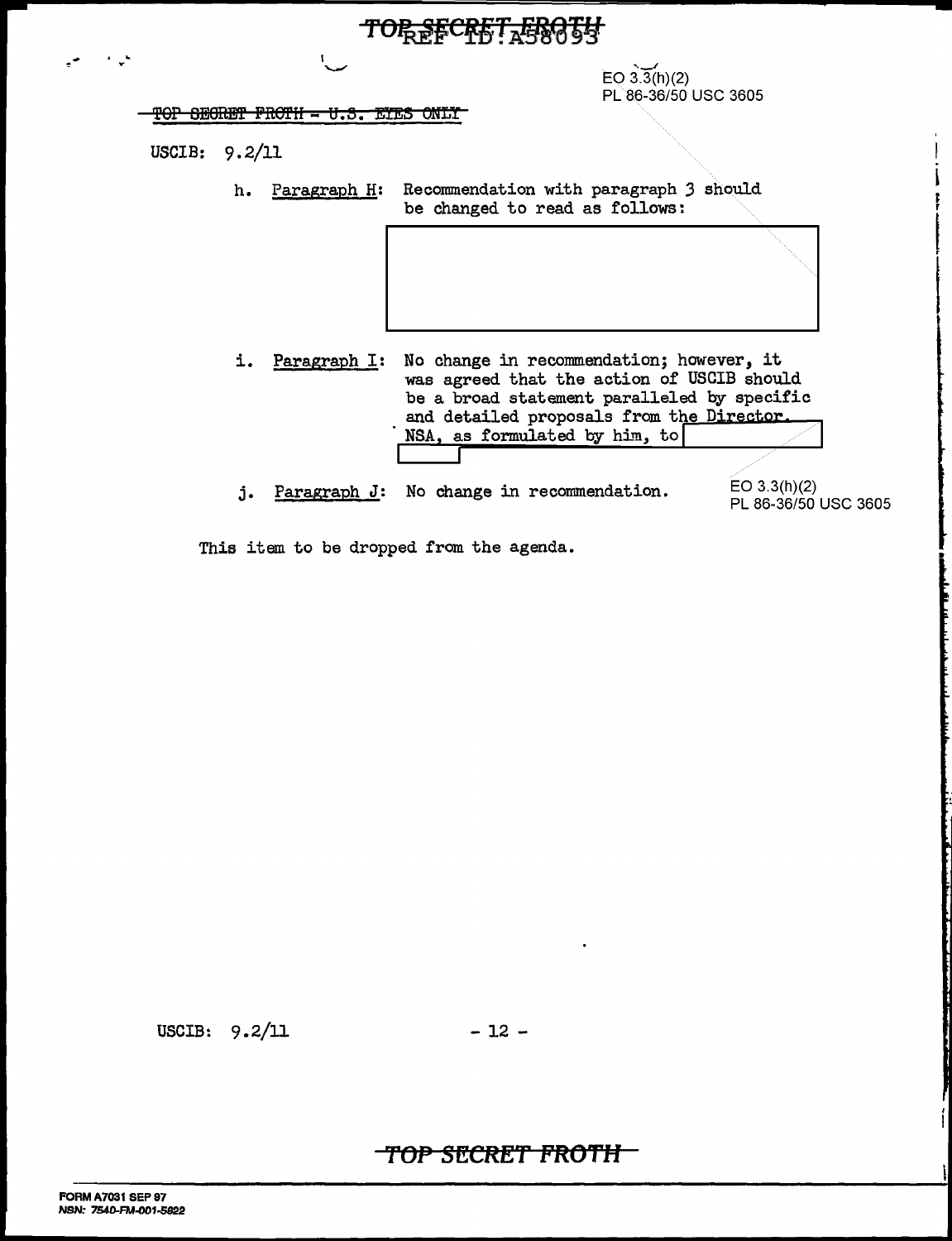EO 3.3(h)(2)
PL 86-36/50 USC 3605

~~TOP SECRET FROTH - U.S. EYES ONLY~~

USCIB: 9.2/11

h. Paragraph H: Recommendation with paragraph 3 should be changed to read as follows:

[redacted]

i. Paragraph I: No change in recommendation; however, it was agreed that the action of USCIB should be a broad statement paralleled by specific and detailed proposals from the Director, NSA, as formulated by him, to [redacted]

j. Paragraph J: No change in recommendation.

EO 3.3(h)(2)
PL 86-36/50 USC 3605

This item to be dropped from the agenda.

USCIB: 9.2/11

FORM A7031 SEP 97
NSN: 7540-FM-001-5822